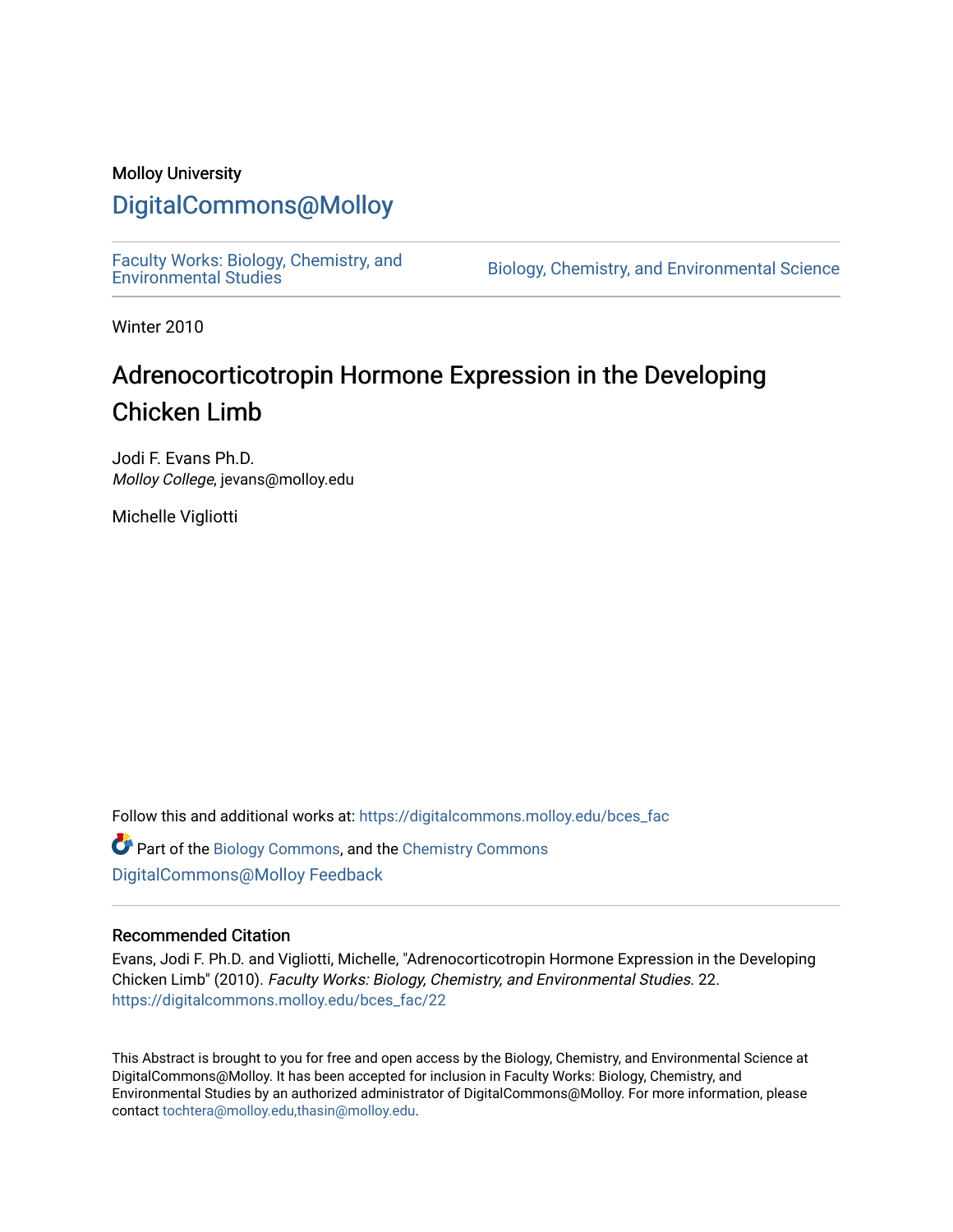Molloy University

# DigitalCommons@Molloy

Faculty Works: Biology, Chemistry, and Environmental Studies

Biology, Chemistry, and Environmental Science

Winter 2010

## Adrenocorticotropin Hormone Expression in the Developing Chicken Limb

Jodi F. Evans Ph.D.
*Molloy College*, jevans@molloy.edu

Michelle Vigliotti

Follow this and additional works at: https://digitalcommons.molloy.edu/bces_fac

Part of the Biology Commons, and the Chemistry Commons

DigitalCommons@Molloy Feedback

### Recommended Citation

Evans, Jodi F. Ph.D. and Vigliotti, Michelle, "Adrenocorticotropin Hormone Expression in the Developing Chicken Limb" (2010). *Faculty Works: Biology, Chemistry, and Environmental Studies*. 22.
https://digitalcommons.molloy.edu/bces_fac/22

This Abstract is brought to you for free and open access by the Biology, Chemistry, and Environmental Science at DigitalCommons@Molloy. It has been accepted for inclusion in Faculty Works: Biology, Chemistry, and Environmental Studies by an authorized administrator of DigitalCommons@Molloy. For more information, please contact tochtera@molloy.edu,thasin@molloy.edu.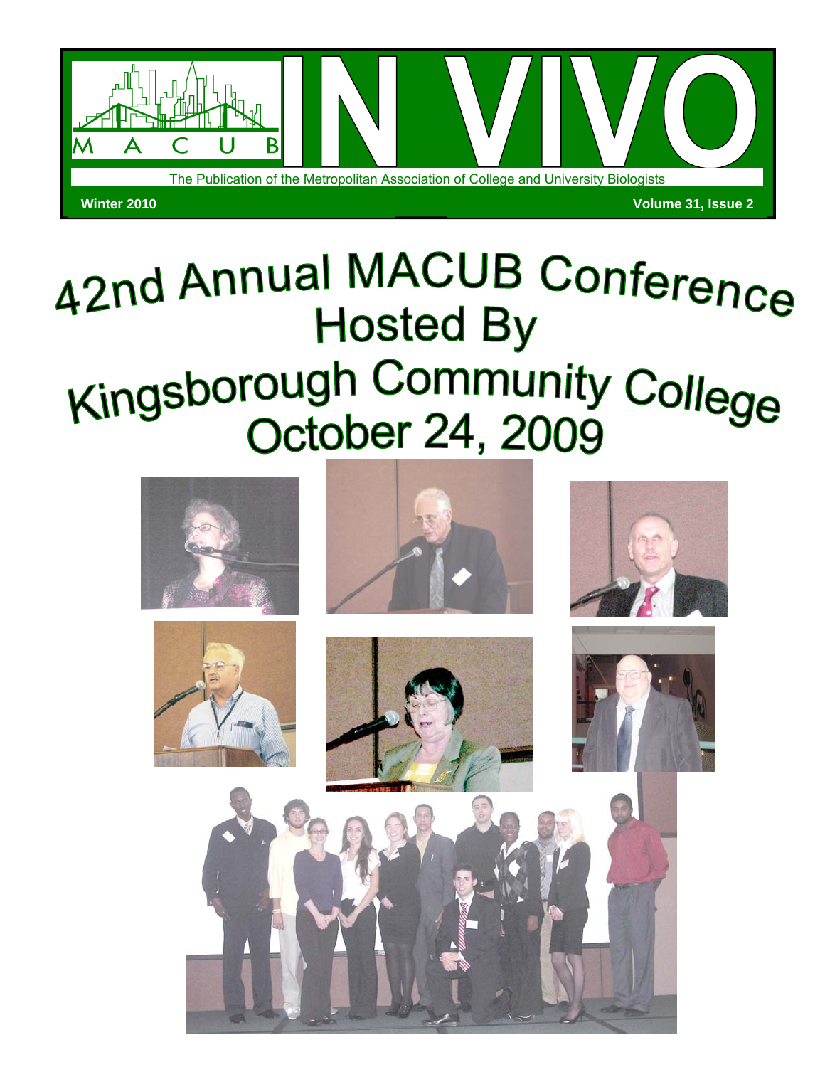# IN VIVO

MACUB

The Publication of the Metropolitan Association of College and University Biologists

**Winter 2010** **Volume 31, Issue 2**

# 42nd Annual MACUB Conference Hosted By Kingsborough Community College October 24, 2009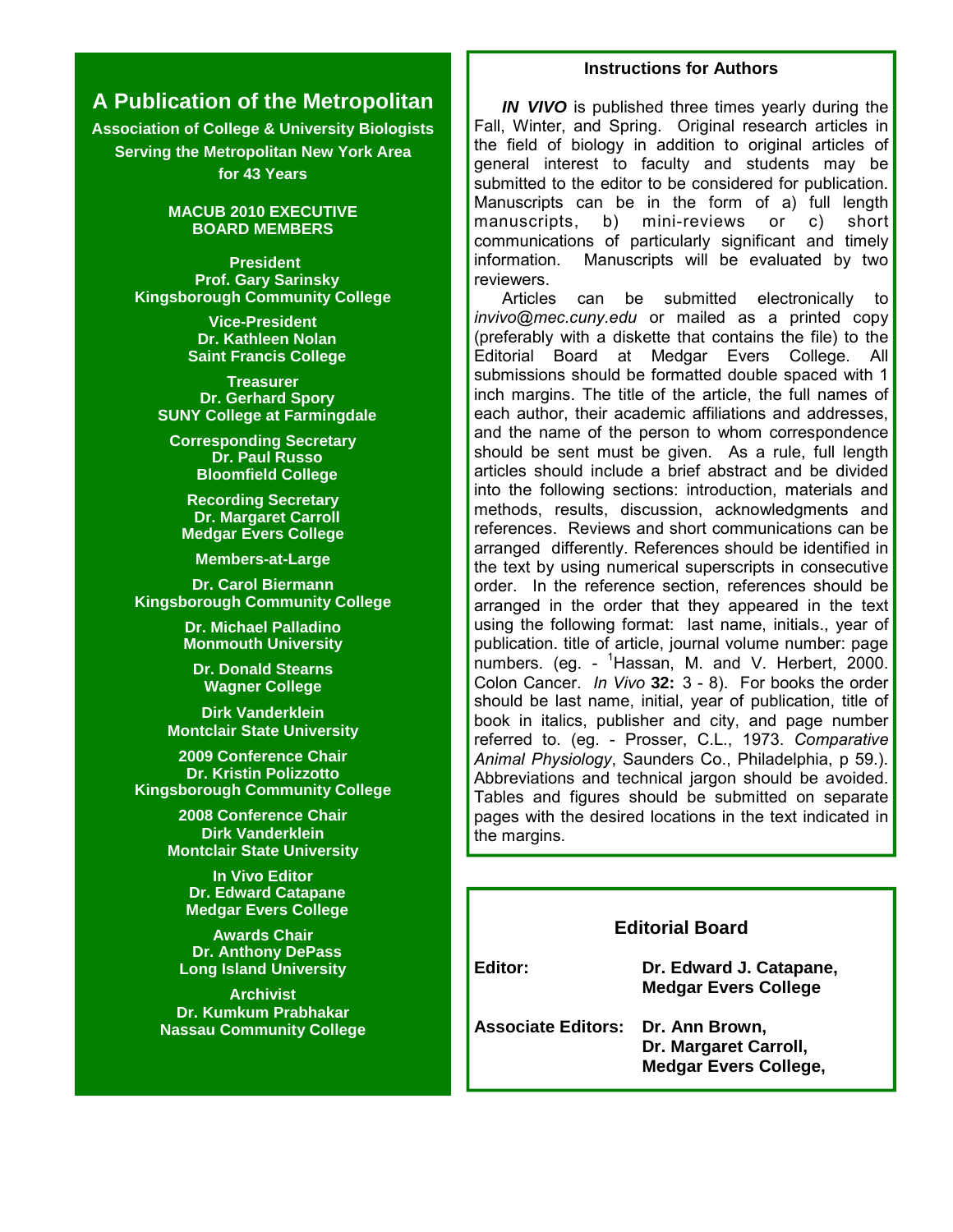## A Publication of the Metropolitan

**Association of College & University Biologists**
**Serving the Metropolitan New York Area**
**for 43 Years**

### MACUB 2010 EXECUTIVE BOARD MEMBERS

**President**
**Prof. Gary Sarinsky**
**Kingsborough Community College**

**Vice-President**
**Dr. Kathleen Nolan**
**Saint Francis College**

**Treasurer**
**Dr. Gerhard Spory**
**SUNY College at Farmingdale**

**Corresponding Secretary**
**Dr. Paul Russo**
**Bloomfield College**

**Recording Secretary**
**Dr. Margaret Carroll**
**Medgar Evers College**

**Members-at-Large**

**Dr. Carol Biermann**
**Kingsborough Community College**

**Dr. Michael Palladino**
**Monmouth University**

**Dr. Donald Stearns**
**Wagner College**

**Dirk Vanderklein**
**Montclair State University**

**2009 Conference Chair**
**Dr. Kristin Polizzotto**
**Kingsborough Community College**

**2008 Conference Chair**
**Dirk Vanderklein**
**Montclair State University**

**In Vivo Editor**
**Dr. Edward Catapane**
**Medgar Evers College**

**Awards Chair**
**Dr. Anthony DePass**
**Long Island University**

**Archivist**
**Dr. Kumkum Prabhakar**
**Nassau Community College**

### Instructions for Authors

***IN VIVO*** is published three times yearly during the Fall, Winter, and Spring. Original research articles in the field of biology in addition to original articles of general interest to faculty and students may be submitted to the editor to be considered for publication. Manuscripts can be in the form of a) full length manuscripts, b) mini-reviews or c) short communications of particularly significant and timely information. Manuscripts will be evaluated by two reviewers.

Articles can be submitted electronically to *invivo@mec.cuny.edu* or mailed as a printed copy (preferably with a diskette that contains the file) to the Editorial Board at Medgar Evers College. All submissions should be formatted double spaced with 1 inch margins. The title of the article, the full names of each author, their academic affiliations and addresses, and the name of the person to whom correspondence should be sent must be given. As a rule, full length articles should include a brief abstract and be divided into the following sections: introduction, materials and methods, results, discussion, acknowledgments and references. Reviews and short communications can be arranged differently. References should be identified in the text by using numerical superscripts in consecutive order. In the reference section, references should be arranged in the order that they appeared in the text using the following format: last name, initials., year of publication. title of article, journal volume number: page numbers. (eg. - [1]Hassan, M. and V. Herbert, 2000. Colon Cancer. *In Vivo* **32:** 3 - 8). For books the order should be last name, initial, year of publication, title of book in italics, publisher and city, and page number referred to. (eg. - Prosser, C.L., 1973. *Comparative Animal Physiology*, Saunders Co., Philadelphia, p 59.). Abbreviations and technical jargon should be avoided. Tables and figures should be submitted on separate pages with the desired locations in the text indicated in the margins.

### Editorial Board

| | |
|---|---|
| **Editor:** | **Dr. Edward J. Catapane, Medgar Evers College** |
| **Associate Editors:** | **Dr. Ann Brown, Dr. Margaret Carroll, Medgar Evers College,** |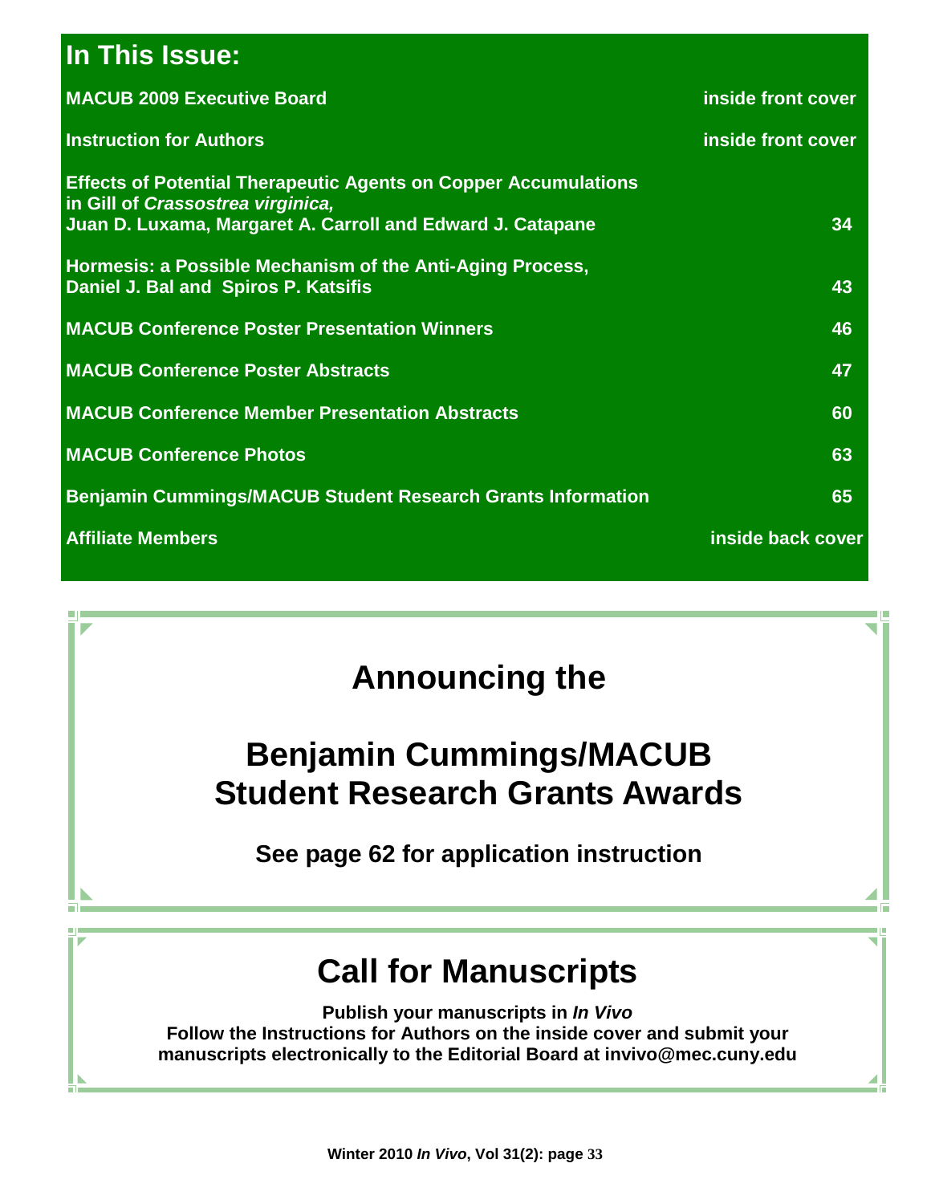## In This Issue:

| | |
|---|---|
| **MACUB 2009 Executive Board** | **inside front cover** |
| **Instruction for Authors** | **inside front cover** |
| **Effects of Potential Therapeutic Agents on Copper Accumulations in Gill of *Crassostrea virginica*, Juan D. Luxama, Margaret A. Carroll and Edward J. Catapane** | **34** |
| **Hormesis: a Possible Mechanism of the Anti-Aging Process, Daniel J. Bal and Spiros P. Katsifis** | **43** |
| **MACUB Conference Poster Presentation Winners** | **46** |
| **MACUB Conference Poster Abstracts** | **47** |
| **MACUB Conference Member Presentation Abstracts** | **60** |
| **MACUB Conference Photos** | **63** |
| **Benjamin Cummings/MACUB Student Research Grants Information** | **65** |
| **Affiliate Members** | **inside back cover** |

# Announcing the

# Benjamin Cummings/MACUB Student Research Grants Awards

**See page 62 for application instruction**

# Call for Manuscripts

**Publish your manuscripts in *In Vivo***
**Follow the Instructions for Authors on the inside cover and submit your manuscripts electronically to the Editorial Board at invivo@mec.cuny.edu**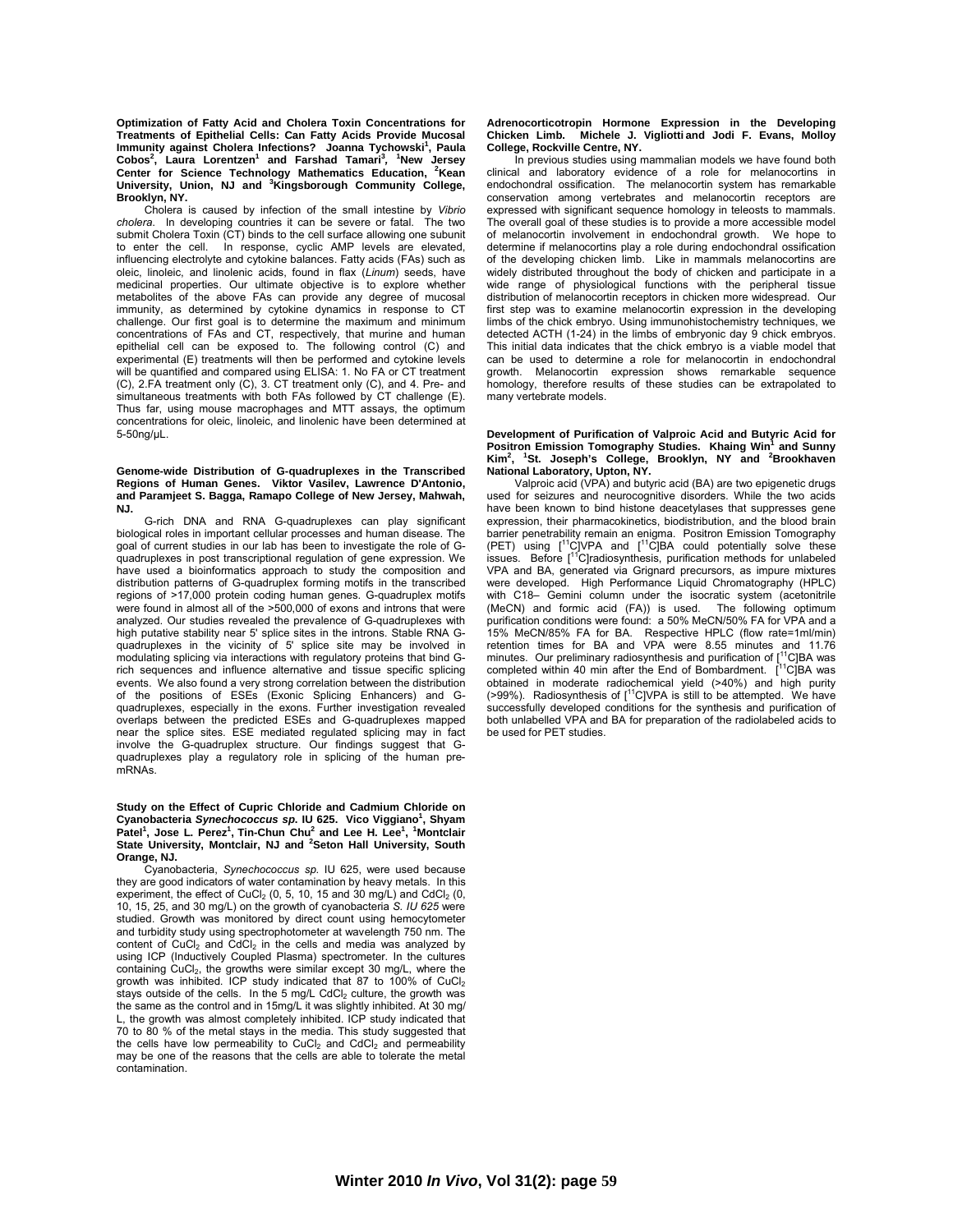**Optimization of Fatty Acid and Cholera Toxin Concentrations for Treatments of Epithelial Cells: Can Fatty Acids Provide Mucosal Immunity against Cholera Infections? Joanna Tychowski[1], Paula Cobos[2], Laura Lorentzen[1] and Farshad Tamari[3], [1]New Jersey Center for Science Technology Mathematics Education, [2]Kean University, Union, NJ and [3]Kingsborough Community College, Brooklyn, NY.**

Cholera is caused by infection of the small intestine by *Vibrio cholera*. In developing countries it can be severe or fatal. The two submit Cholera Toxin (CT) binds to the cell surface allowing one subunit to enter the cell. In response, cyclic AMP levels are elevated, influencing electrolyte and cytokine balances. Fatty acids (FAs) such as oleic, linoleic, and linolenic acids, found in flax (*Linum*) seeds, have medicinal properties. Our ultimate objective is to explore whether metabolites of the above FAs can provide any degree of mucosal immunity, as determined by cytokine dynamics in response to CT challenge. Our first goal is to determine the maximum and minimum concentrations of FAs and CT, respectively, that murine and human epithelial cell can be exposed to. The following control (C) and experimental (E) treatments will then be performed and cytokine levels will be quantified and compared using ELISA: 1. No FA or CT treatment (C), 2.FA treatment only (C), 3. CT treatment only (C), and 4. Pre- and simultaneous treatments with both FAs followed by CT challenge (E). Thus far, using mouse macrophages and MTT assays, the optimum concentrations for oleic, linoleic, and linolenic have been determined at 5-50ng/µL.

**Genome-wide Distribution of G-quadruplexes in the Transcribed Regions of Human Genes. Viktor Vasilev, Lawrence D'Antonio, and Paramjeet S. Bagga, Ramapo College of New Jersey, Mahwah, NJ.**

G-rich DNA and RNA G-quadruplexes can play significant biological roles in important cellular processes and human disease. The goal of current studies in our lab has been to investigate the role of G-quadruplexes in post transcriptional regulation of gene expression. We have used a bioinformatics approach to study the composition and distribution patterns of G-quadruplex forming motifs in the transcribed regions of >17,000 protein coding human genes. G-quadruplex motifs were found in almost all of the >500,000 of exons and introns that were analyzed. Our studies revealed the prevalence of G-quadruplexes with high putative stability near 5' splice sites in the introns. Stable RNA G-quadruplexes in the vicinity of 5' splice site may be involved in modulating splicing via interactions with regulatory proteins that bind G-rich sequences and influence alternative and tissue specific splicing events. We also found a very strong correlation between the distribution of the positions of ESEs (Exonic Splicing Enhancers) and G-quadruplexes, especially in the exons. Further investigation revealed overlaps between the predicted ESEs and G-quadruplexes mapped near the splice sites. ESE mediated regulated splicing may in fact involve the G-quadruplex structure. Our findings suggest that G-quadruplexes play a regulatory role in splicing of the human pre-mRNAs.

**Study on the Effect of Cupric Chloride and Cadmium Chloride on Cyanobacteria *Synechococcus sp.* IU 625. Vico Viggiano[1], Shyam Patel[1], Jose L. Perez[1], Tin-Chun Chu[2] and Lee H. Lee[1], [1]Montclair State University, Montclair, NJ and [2]Seton Hall University, South Orange, NJ.**

Cyanobacteria, *Synechococcus sp.* IU 625, were used because they are good indicators of water contamination by heavy metals. In this experiment, the effect of $CuCl_2$ (0, 5, 10, 15 and 30 mg/L) and $CdCl_2$ (0, 10, 15, 25, and 30 mg/L) on the growth of cyanobacteria *S. IU 625* were studied. Growth was monitored by direct count using hemocytometer and turbidity study using spectrophotometer at wavelength 750 nm. The content of $CuCl_2$ and $CdCl_2$ in the cells and media was analyzed by using ICP (Inductively Coupled Plasma) spectrometer. In the cultures containing $CuCl_2$, the growths were similar except 30 mg/L, where the growth was inhibited. ICP study indicated that 87 to 100% of $CuCl_2$ stays outside of the cells. In the 5 mg/L $CdCl_2$ culture, the growth was the same as the control and in 15mg/L it was slightly inhibited. At 30 mg/L, the growth was almost completely inhibited. ICP study indicated that 70 to 80 % of the metal stays in the media. This study suggested that the cells have low permeability to $CuCl_2$ and $CdCl_2$ and permeability may be one of the reasons that the cells are able to tolerate the metal contamination.

**Adrenocorticotropin Hormone Expression in the Developing Chicken Limb. Michele J. Vigliotti and Jodi F. Evans, Molloy College, Rockville Centre, NY.**

In previous studies using mammalian models we have found both clinical and laboratory evidence of a role for melanocortins in endochondral ossification. The melanocortin system has remarkable conservation among vertebrates and melanocortin receptors are expressed with significant sequence homology in teleosts to mammals. The overall goal of these studies is to provide a more accessible model of melanocortin involvement in endochondral growth. We hope to determine if melanocortins play a role during endochondral ossification of the developing chicken limb. Like in mammals melanocortins are widely distributed throughout the body of chicken and participate in a wide range of physiological functions with the peripheral tissue distribution of melanocortin receptors in chicken more widespread. Our first step was to examine melanocortin expression in the developing limbs of the chick embryo. Using immunohistochemistry techniques, we detected ACTH (1-24) in the limbs of embryonic day 9 chick embryos. This initial data indicates that the chick embryo is a viable model that can be used to determine a role for melanocortin in endochondral growth. Melanocortin expression shows remarkable sequence homology, therefore results of these studies can be extrapolated to many vertebrate models.

**Development of Purification of Valproic Acid and Butyric Acid for Positron Emission Tomography Studies. Khaing Win[1] and Sunny Kim[2], [1]St. Joseph's College, Brooklyn, NY and [2]Brookhaven National Laboratory, Upton, NY.**

Valproic acid (VPA) and butyric acid (BA) are two epigenetic drugs used for seizures and neurocognitive disorders. While the two acids have been known to bind histone deacetylases that suppresses gene expression, their pharmacokinetics, biodistribution, and the blood brain barrier penetrability remain an enigma. Positron Emission Tomography (PET) using [$^{11}$C]VPA and [$^{11}$C]BA could potentially solve these issues. Before [$^{11}$C]radiosynthesis, purification methods for unlabeled VPA and BA, generated via Grignard precursors, as impure mixtures were developed. High Performance Liquid Chromatography (HPLC) with C18– Gemini column under the isocratic system (acetonitrile (MeCN) and formic acid (FA)) is used. The following optimum purification conditions were found: a 50% MeCN/50% FA for VPA and a 15% MeCN/85% FA for BA. Respective HPLC (flow rate=1ml/min) retention times for BA and VPA were 8.55 minutes and 11.76 minutes. Our preliminary radiosynthesis and purification of [$^{11}$C]BA was completed within 40 min after the End of Bombardment. [$^{11}$C]BA was obtained in moderate radiochemical yield (>40%) and high purity (>99%). Radiosynthesis of [$^{11}$C]VPA is still to be attempted. We have successfully developed conditions for the synthesis and purification of both unlabelled VPA and BA for preparation of the radiolabeled acids to be used for PET studies.